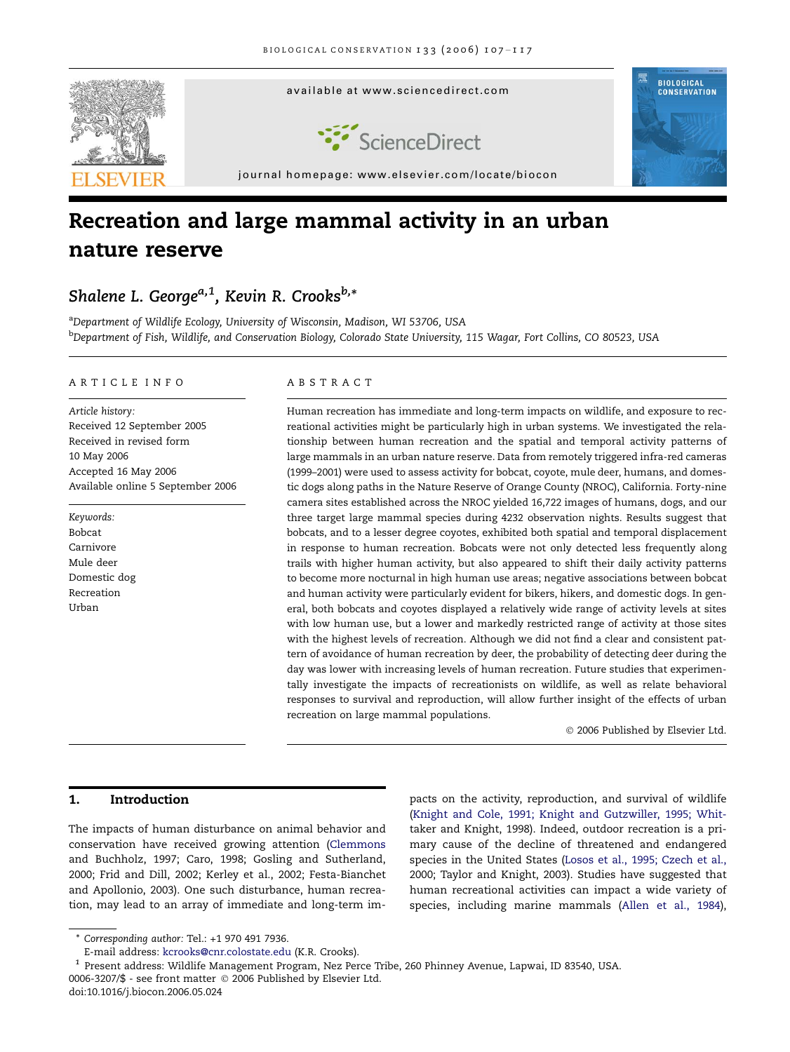# Recreation and large mammal activity in an urban nature reserve

*Shalene L. George*[a,1], *Kevin R. Crooks*[b,*]

[a]Department of Wildlife Ecology, University of Wisconsin, Madison, WI 53706, USA
[b]Department of Fish, Wildlife, and Conservation Biology, Colorado State University, 115 Wagar, Fort Collins, CO 80523, USA

## ARTICLE INFO

*Article history:*
Received 12 September 2005
Received in revised form
10 May 2006
Accepted 16 May 2006
Available online 5 September 2006

*Keywords:*
Bobcat
Carnivore
Mule deer
Domestic dog
Recreation
Urban

## ABSTRACT

Human recreation has immediate and long-term impacts on wildlife, and exposure to recreational activities might be particularly high in urban systems. We investigated the relationship between human recreation and the spatial and temporal activity patterns of large mammals in an urban nature reserve. Data from remotely triggered infra-red cameras (1999–2001) were used to assess activity for bobcat, coyote, mule deer, humans, and domestic dogs along paths in the Nature Reserve of Orange County (NROC), California. Forty-nine camera sites established across the NROC yielded 16,722 images of humans, dogs, and our three target large mammal species during 4232 observation nights. Results suggest that bobcats, and to a lesser degree coyotes, exhibited both spatial and temporal displacement in response to human recreation. Bobcats were not only detected less frequently along trails with higher human activity, but also appeared to shift their daily activity patterns to become more nocturnal in high human use areas; negative associations between bobcat and human activity were particularly evident for bikers, hikers, and domestic dogs. In general, both bobcats and coyotes displayed a relatively wide range of activity levels at sites with low human use, but a lower and markedly restricted range of activity at those sites with the highest levels of recreation. Although we did not find a clear and consistent pattern of avoidance of human recreation by deer, the probability of detecting deer during the day was lower with increasing levels of human recreation. Future studies that experimentally investigate the impacts of recreationists on wildlife, as well as relate behavioral responses to survival and reproduction, will allow further insight of the effects of urban recreation on large mammal populations.

© 2006 Published by Elsevier Ltd.

## 1. Introduction

The impacts of human disturbance on animal behavior and conservation have received growing attention (Clemmons and Buchholz, 1997; Caro, 1998; Gosling and Sutherland, 2000; Frid and Dill, 2002; Kerley et al., 2002; Festa-Bianchet and Apollonio, 2003). One such disturbance, human recreation, may lead to an array of immediate and long-term impacts on the activity, reproduction, and survival of wildlife (Knight and Cole, 1991; Knight and Gutzwiller, 1995; Whittaker and Knight, 1998). Indeed, outdoor recreation is a primary cause of the decline of threatened and endangered species in the United States (Losos et al., 1995; Czech et al., 2000; Taylor and Knight, 2003). Studies have suggested that human recreational activities can impact a wide variety of species, including marine mammals (Allen et al., 1984),

---

* Corresponding author: Tel.: +1 970 491 7936.
E-mail address: kcrooks@cnr.colostate.edu (K.R. Crooks).

[1] Present address: Wildlife Management Program, Nez Perce Tribe, 260 Phinney Avenue, Lapwai, ID 83540, USA.

0006-3207/$ - see front matter © 2006 Published by Elsevier Ltd.
doi:10.1016/j.biocon.2006.05.024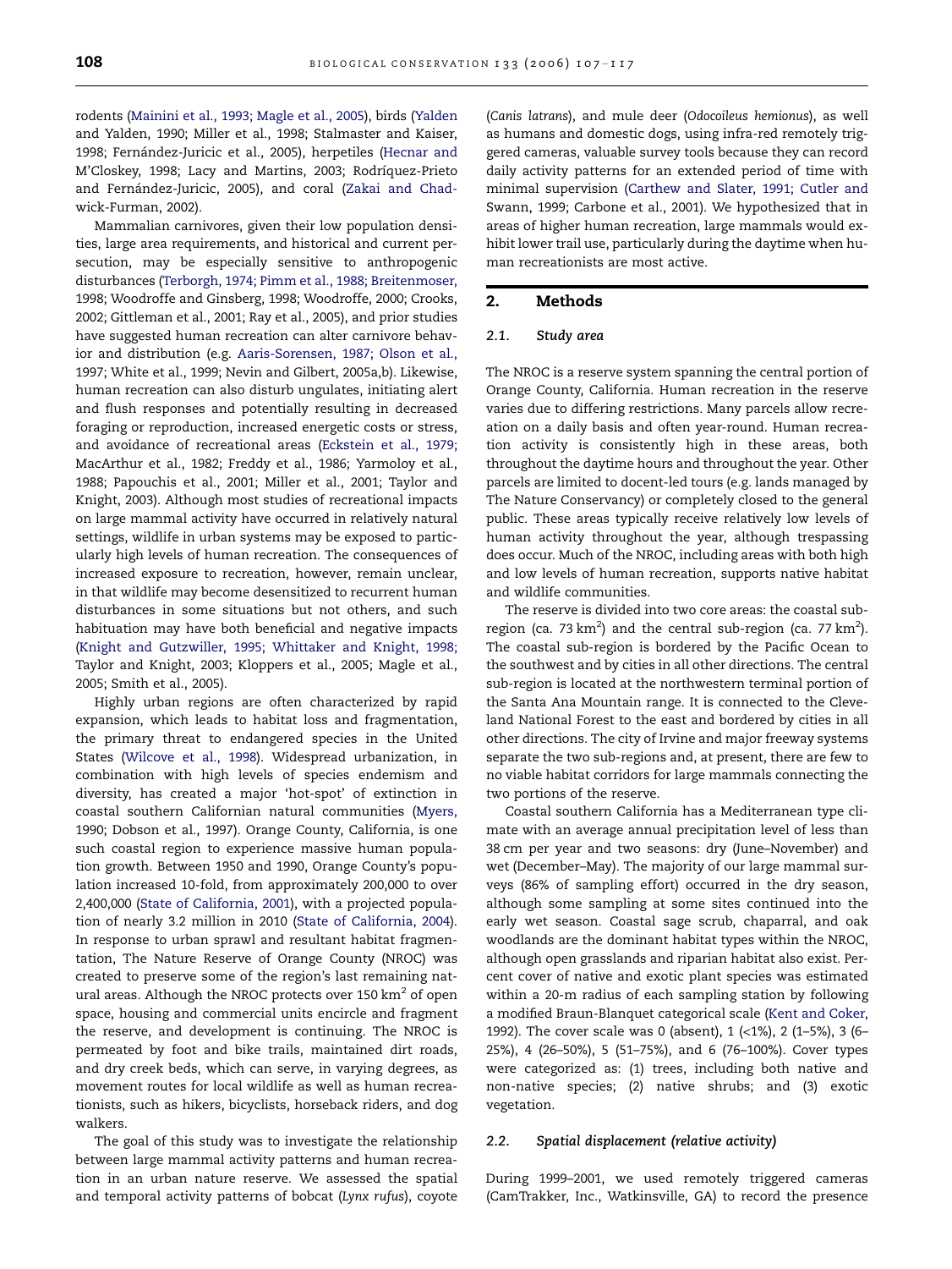rodents (Mainini et al., 1993; Magle et al., 2005), birds (Yalden and Yalden, 1990; Miller et al., 1998; Stalmaster and Kaiser, 1998; Fernández-Juricic et al., 2005), herpetiles (Hecnar and M'Closkey, 1998; Lacy and Martins, 2003; Rodríquez-Prieto and Fernández-Juricic, 2005), and coral (Zakai and Chadwick-Furman, 2002).

Mammalian carnivores, given their low population densities, large area requirements, and historical and current persecution, may be especially sensitive to anthropogenic disturbances (Terborgh, 1974; Pimm et al., 1988; Breitenmoser, 1998; Woodroffe and Ginsberg, 1998; Woodroffe, 2000; Crooks, 2002; Gittleman et al., 2001; Ray et al., 2005), and prior studies have suggested human recreation can alter carnivore behavior and distribution (e.g. Aaris-Sorensen, 1987; Olson et al., 1997; White et al., 1999; Nevin and Gilbert, 2005a,b). Likewise, human recreation can also disturb ungulates, initiating alert and flush responses and potentially resulting in decreased foraging or reproduction, increased energetic costs or stress, and avoidance of recreational areas (Eckstein et al., 1979; MacArthur et al., 1982; Freddy et al., 1986; Yarmoloy et al., 1988; Papouchis et al., 2001; Miller et al., 2001; Taylor and Knight, 2003). Although most studies of recreational impacts on large mammal activity have occurred in relatively natural settings, wildlife in urban systems may be exposed to particularly high levels of human recreation. The consequences of increased exposure to recreation, however, remain unclear, in that wildlife may become desensitized to recurrent human disturbances in some situations but not others, and such habituation may have both beneficial and negative impacts (Knight and Gutzwiller, 1995; Whittaker and Knight, 1998; Taylor and Knight, 2003; Kloppers et al., 2005; Magle et al., 2005; Smith et al., 2005).

Highly urban regions are often characterized by rapid expansion, which leads to habitat loss and fragmentation, the primary threat to endangered species in the United States (Wilcove et al., 1998). Widespread urbanization, in combination with high levels of species endemism and diversity, has created a major 'hot-spot' of extinction in coastal southern Californian natural communities (Myers, 1990; Dobson et al., 1997). Orange County, California, is one such coastal region to experience massive human population growth. Between 1950 and 1990, Orange County's population increased 10-fold, from approximately 200,000 to over 2,400,000 (State of California, 2001), with a projected population of nearly 3.2 million in 2010 (State of California, 2004). In response to urban sprawl and resultant habitat fragmentation, The Nature Reserve of Orange County (NROC) was created to preserve some of the region's last remaining natural areas. Although the NROC protects over 150 km$^2$ of open space, housing and commercial units encircle and fragment the reserve, and development is continuing. The NROC is permeated by foot and bike trails, maintained dirt roads, and dry creek beds, which can serve, in varying degrees, as movement routes for local wildlife as well as human recreationists, such as hikers, bicyclists, horseback riders, and dog walkers.

The goal of this study was to investigate the relationship between large mammal activity patterns and human recreation in an urban nature reserve. We assessed the spatial and temporal activity patterns of bobcat (*Lynx rufus*), coyote (*Canis latrans*), and mule deer (*Odocoileus hemionus*), as well as humans and domestic dogs, using infra-red remotely triggered cameras, valuable survey tools because they can record daily activity patterns for an extended period of time with minimal supervision (Carthew and Slater, 1991; Cutler and Swann, 1999; Carbone et al., 2001). We hypothesized that in areas of higher human recreation, large mammals would exhibit lower trail use, particularly during the daytime when human recreationists are most active.

## 2. Methods

### 2.1. Study area

The NROC is a reserve system spanning the central portion of Orange County, California. Human recreation in the reserve varies due to differing restrictions. Many parcels allow recreation on a daily basis and often year-round. Human recreation activity is consistently high in these areas, both throughout the daytime hours and throughout the year. Other parcels are limited to docent-led tours (e.g. lands managed by The Nature Conservancy) or completely closed to the general public. These areas typically receive relatively low levels of human activity throughout the year, although trespassing does occur. Much of the NROC, including areas with both high and low levels of human recreation, supports native habitat and wildlife communities.

The reserve is divided into two core areas: the coastal sub-region (ca. 73 km$^2$) and the central sub-region (ca. 77 km$^2$). The coastal sub-region is bordered by the Pacific Ocean to the southwest and by cities in all other directions. The central sub-region is located at the northwestern terminal portion of the Santa Ana Mountain range. It is connected to the Cleveland National Forest to the east and bordered by cities in all other directions. The city of Irvine and major freeway systems separate the two sub-regions and, at present, there are few to no viable habitat corridors for large mammals connecting the two portions of the reserve.

Coastal southern California has a Mediterranean type climate with an average annual precipitation level of less than 38 cm per year and two seasons: dry (June–November) and wet (December–May). The majority of our large mammal surveys (86% of sampling effort) occurred in the dry season, although some sampling at some sites continued into the early wet season. Coastal sage scrub, chaparral, and oak woodlands are the dominant habitat types within the NROC, although open grasslands and riparian habitat also exist. Percent cover of native and exotic plant species was estimated within a 20-m radius of each sampling station by following a modified Braun-Blanquet categorical scale (Kent and Coker, 1992). The cover scale was 0 (absent), 1 (<1%), 2 (1–5%), 3 (6–25%), 4 (26–50%), 5 (51–75%), and 6 (76–100%). Cover types were categorized as: (1) trees, including both native and non-native species; (2) native shrubs; and (3) exotic vegetation.

### 2.2. Spatial displacement (relative activity)

During 1999–2001, we used remotely triggered cameras (CamTrakker, Inc., Watkinsville, GA) to record the presence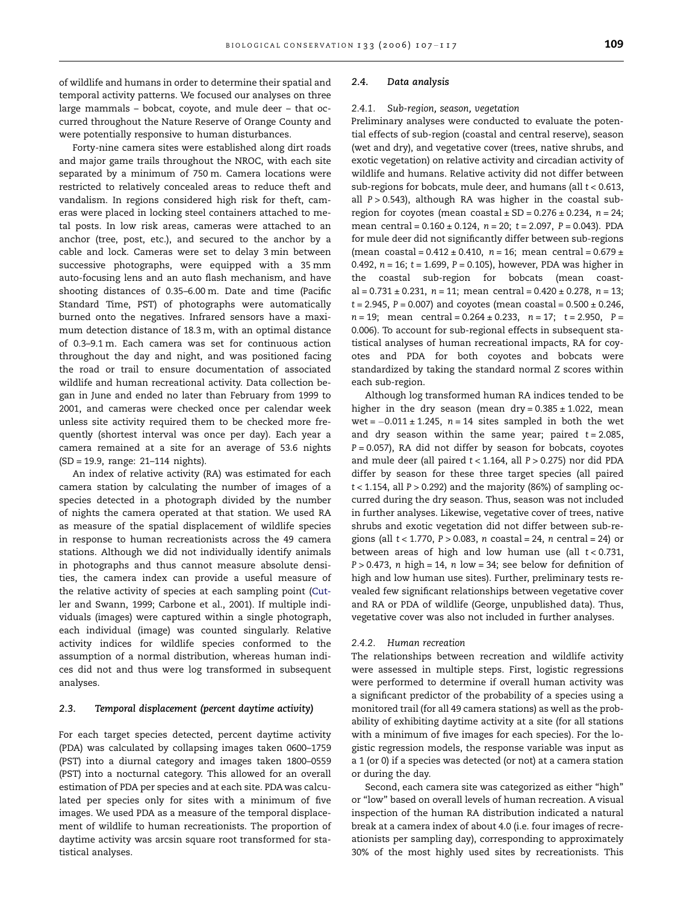of wildlife and humans in order to determine their spatial and temporal activity patterns. We focused our analyses on three large mammals – bobcat, coyote, and mule deer – that occurred throughout the Nature Reserve of Orange County and were potentially responsive to human disturbances.

Forty-nine camera sites were established along dirt roads and major game trails throughout the NROC, with each site separated by a minimum of 750 m. Camera locations were restricted to relatively concealed areas to reduce theft and vandalism. In regions considered high risk for theft, cameras were placed in locking steel containers attached to metal posts. In low risk areas, cameras were attached to an anchor (tree, post, etc.), and secured to the anchor by a cable and lock. Cameras were set to delay 3 min between successive photographs, were equipped with a 35 mm auto-focusing lens and an auto flash mechanism, and have shooting distances of 0.35–6.00 m. Date and time (Pacific Standard Time, PST) of photographs were automatically burned onto the negatives. Infrared sensors have a maximum detection distance of 18.3 m, with an optimal distance of 0.3–9.1 m. Each camera was set for continuous action throughout the day and night, and was positioned facing the road or trail to ensure documentation of associated wildlife and human recreational activity. Data collection began in June and ended no later than February from 1999 to 2001, and cameras were checked once per calendar week unless site activity required them to be checked more frequently (shortest interval was once per day). Each year a camera remained at a site for an average of 53.6 nights (SD = 19.9, range: 21–114 nights).

An index of relative activity (RA) was estimated for each camera station by calculating the number of images of a species detected in a photograph divided by the number of nights the camera operated at that station. We used RA as measure of the spatial displacement of wildlife species in response to human recreationists across the 49 camera stations. Although we did not individually identify animals in photographs and thus cannot measure absolute densities, the camera index can provide a useful measure of the relative activity of species at each sampling point (Cutler and Swann, 1999; Carbone et al., 2001). If multiple individuals (images) were captured within a single photograph, each individual (image) was counted singularly. Relative activity indices for wildlife species conformed to the assumption of a normal distribution, whereas human indices did not and thus were log transformed in subsequent analyses.

### 2.3. Temporal displacement (percent daytime activity)

For each target species detected, percent daytime activity (PDA) was calculated by collapsing images taken 0600–1759 (PST) into a diurnal category and images taken 1800–0559 (PST) into a nocturnal category. This allowed for an overall estimation of PDA per species and at each site. PDA was calculated per species only for sites with a minimum of five images. We used PDA as a measure of the temporal displacement of wildlife to human recreationists. The proportion of daytime activity was arcsin square root transformed for statistical analyses.

### 2.4. Data analysis

#### 2.4.1. Sub-region, season, vegetation

Preliminary analyses were conducted to evaluate the potential effects of sub-region (coastal and central reserve), season (wet and dry), and vegetative cover (trees, native shrubs, and exotic vegetation) on relative activity and circadian activity of wildlife and humans. Relative activity did not differ between sub-regions for bobcats, mule deer, and humans (all $t < 0.613$, all $P > 0.543$), although RA was higher in the coastal sub-region for coyotes (mean coastal ± SD = 0.276 ± 0.234, $n = 24$; mean central = 0.160 ± 0.124, $n = 20$; $t = 2.097$, $P = 0.043$). PDA for mule deer did not significantly differ between sub-regions (mean coastal = 0.412 ± 0.410, $n = 16$; mean central = 0.679 ± 0.492, $n = 16$; $t = 1.699$, $P = 0.105$), however, PDA was higher in the coastal sub-region for bobcats (mean coastal = 0.731 ± 0.231, $n = 11$; mean central = 0.420 ± 0.278, $n = 13$; $t = 2.945$, $P = 0.007$) and coyotes (mean coastal = 0.500 ± 0.246, $n = 19$; mean central = 0.264 ± 0.233, $n = 17$; $t = 2.950$, $P = 0.006$). To account for sub-regional effects in subsequent statistical analyses of human recreational impacts, RA for coyotes and PDA for both coyotes and bobcats were standardized by taking the standard normal $Z$ scores within each sub-region.

Although log transformed human RA indices tended to be higher in the dry season (mean dry = 0.385 ± 1.022, mean wet = −0.011 ± 1.245, $n = 14$ sites sampled in both the wet and dry season within the same year; paired $t = 2.085$, $P = 0.057$), RA did not differ by season for bobcats, coyotes and mule deer (all paired $t < 1.164$, all $P > 0.275$) nor did PDA differ by season for these three target species (all paired $t < 1.154$, all $P > 0.292$) and the majority (86%) of sampling occurred during the dry season. Thus, season was not included in further analyses. Likewise, vegetative cover of trees, native shrubs and exotic vegetation did not differ between sub-regions (all $t < 1.770$, $P > 0.083$, $n$ coastal = 24, $n$ central = 24) or between areas of high and low human use (all $t < 0.731$, $P > 0.473$, $n$ high = 14, $n$ low = 34; see below for definition of high and low human use sites). Further, preliminary tests revealed few significant relationships between vegetative cover and RA or PDA of wildlife (George, unpublished data). Thus, vegetative cover was also not included in further analyses.

#### 2.4.2. Human recreation

The relationships between recreation and wildlife activity were assessed in multiple steps. First, logistic regressions were performed to determine if overall human activity was a significant predictor of the probability of a species using a monitored trail (for all 49 camera stations) as well as the probability of exhibiting daytime activity at a site (for all stations with a minimum of five images for each species). For the logistic regression models, the response variable was input as a 1 (or 0) if a species was detected (or not) at a camera station or during the day.

Second, each camera site was categorized as either "high" or "low" based on overall levels of human recreation. A visual inspection of the human RA distribution indicated a natural break at a camera index of about 4.0 (i.e. four images of recreationists per sampling day), corresponding to approximately 30% of the most highly used sites by recreationists. This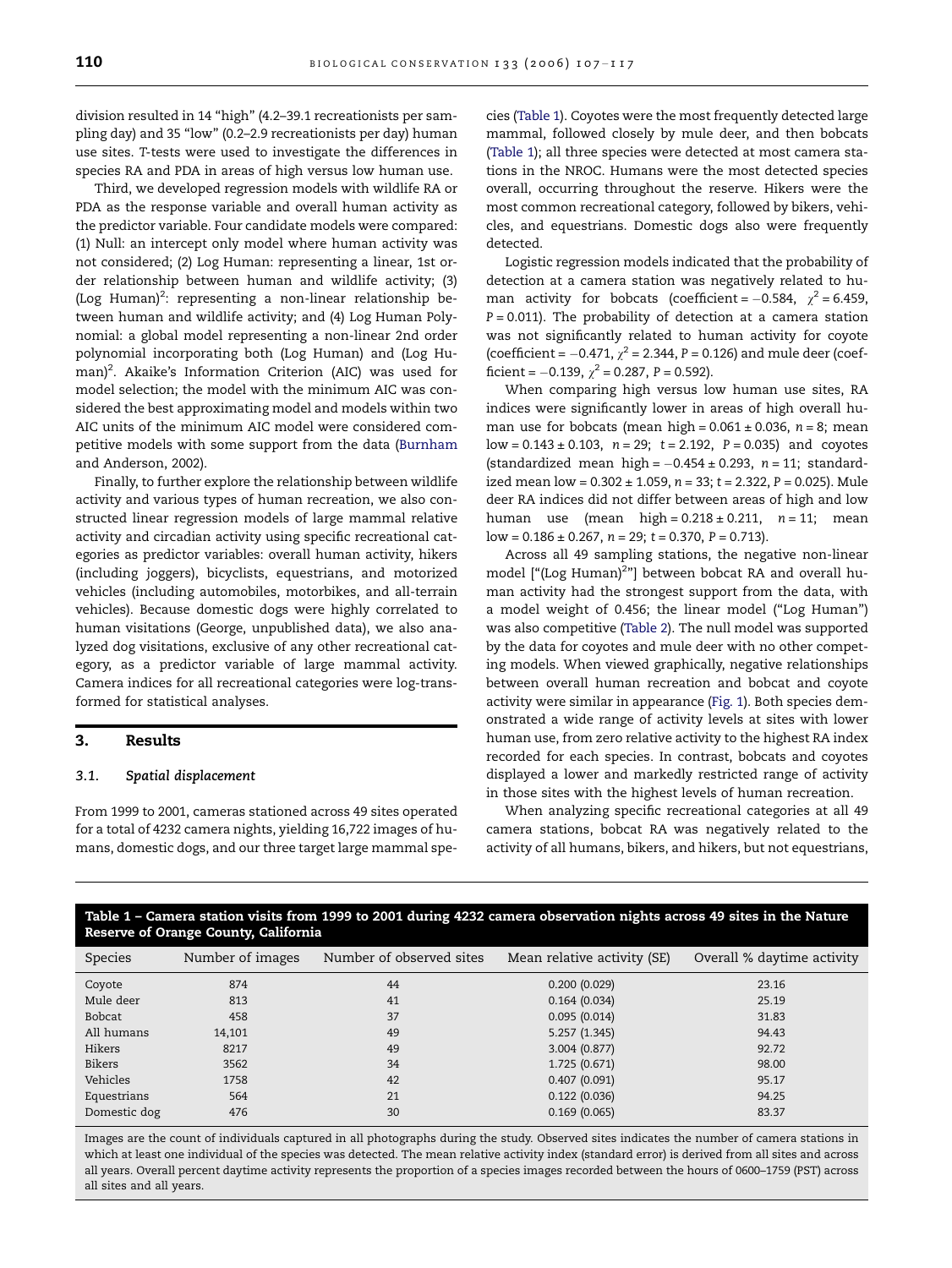division resulted in 14 "high" (4.2–39.1 recreationists per sampling day) and 35 "low" (0.2–2.9 recreationists per day) human use sites. *T*-tests were used to investigate the differences in species RA and PDA in areas of high versus low human use.

Third, we developed regression models with wildlife RA or PDA as the response variable and overall human activity as the predictor variable. Four candidate models were compared: (1) Null: an intercept only model where human activity was not considered; (2) Log Human: representing a linear, 1st order relationship between human and wildlife activity; (3) (Log Human)$^2$: representing a non-linear relationship between human and wildlife activity; and (4) Log Human Polynomial: a global model representing a non-linear 2nd order polynomial incorporating both (Log Human) and (Log Human)$^2$. Akaike's Information Criterion (AIC) was used for model selection; the model with the minimum AIC was considered the best approximating model and models within two AIC units of the minimum AIC model were considered competitive models with some support from the data (Burnham and Anderson, 2002).

Finally, to further explore the relationship between wildlife activity and various types of human recreation, we also constructed linear regression models of large mammal relative activity and circadian activity using specific recreational categories as predictor variables: overall human activity, hikers (including joggers), bicyclists, equestrians, and motorized vehicles (including automobiles, motorbikes, and all-terrain vehicles). Because domestic dogs were highly correlated to human visitations (George, unpublished data), we also analyzed dog visitations, exclusive of any other recreational category, as a predictor variable of large mammal activity. Camera indices for all recreational categories were log-transformed for statistical analyses.

## 3. Results

### 3.1. *Spatial displacement*

From 1999 to 2001, cameras stationed across 49 sites operated for a total of 4232 camera nights, yielding 16,722 images of humans, domestic dogs, and our three target large mammal species (Table 1). Coyotes were the most frequently detected large mammal, followed closely by mule deer, and then bobcats (Table 1); all three species were detected at most camera stations in the NROC. Humans were the most detected species overall, occurring throughout the reserve. Hikers were the most common recreational category, followed by bikers, vehicles, and equestrians. Domestic dogs also were frequently detected.

Logistic regression models indicated that the probability of detection at a camera station was negatively related to human activity for bobcats (coefficient = −0.584, $\chi^2 = 6.459$, $P = 0.011$). The probability of detection at a camera station was not significantly related to human activity for coyote (coefficient = −0.471, $\chi^2 = 2.344$, $P = 0.126$) and mule deer (coefficient = −0.139, $\chi^2 = 0.287$, $P = 0.592$).

When comparing high versus low human use sites, RA indices were significantly lower in areas of high overall human use for bobcats (mean high = 0.061 ± 0.036, $n = 8$; mean low = 0.143 ± 0.103, $n = 29$; $t = 2.192$, $P = 0.035$) and coyotes (standardized mean high = −0.454 ± 0.293, $n = 11$; standardized mean low = 0.302 ± 1.059, $n = 33$; $t = 2.322$, $P = 0.025$). Mule deer RA indices did not differ between areas of high and low human use (mean high = 0.218 ± 0.211, $n = 11$; mean low = 0.186 ± 0.267, $n = 29$; $t = 0.370$, $P = 0.713$).

Across all 49 sampling stations, the negative non-linear model ["(Log Human)$^2$"] between bobcat RA and overall human activity had the strongest support from the data, with a model weight of 0.456; the linear model ("Log Human") was also competitive (Table 2). The null model was supported by the data for coyotes and mule deer with no other competing models. When viewed graphically, negative relationships between overall human recreation and bobcat and coyote activity were similar in appearance (Fig. 1). Both species demonstrated a wide range of activity levels at sites with lower human use, from zero relative activity to the highest RA index recorded for each species. In contrast, bobcats and coyotes displayed a lower and markedly restricted range of activity in those sites with the highest levels of human recreation.

When analyzing specific recreational categories at all 49 camera stations, bobcat RA was negatively related to the activity of all humans, bikers, and hikers, but not equestrians,

**Table 1 – Camera station visits from 1999 to 2001 during 4232 camera observation nights across 49 sites in the Nature Reserve of Orange County, California**

| Species | Number of images | Number of observed sites | Mean relative activity (SE) | Overall % daytime activity |
|---|---|---|---|---|
| Coyote | 874 | 44 | 0.200 (0.029) | 23.16 |
| Mule deer | 813 | 41 | 0.164 (0.034) | 25.19 |
| Bobcat | 458 | 37 | 0.095 (0.014) | 31.83 |
| All humans | 14,101 | 49 | 5.257 (1.345) | 94.43 |
| Hikers | 8217 | 49 | 3.004 (0.877) | 92.72 |
| Bikers | 3562 | 34 | 1.725 (0.671) | 98.00 |
| Vehicles | 1758 | 42 | 0.407 (0.091) | 95.17 |
| Equestrians | 564 | 21 | 0.122 (0.036) | 94.25 |
| Domestic dog | 476 | 30 | 0.169 (0.065) | 83.37 |

Images are the count of individuals captured in all photographs during the study. Observed sites indicates the number of camera stations in which at least one individual of the species was detected. The mean relative activity index (standard error) is derived from all sites and across all years. Overall percent daytime activity represents the proportion of a species images recorded between the hours of 0600–1759 (PST) across all sites and all years.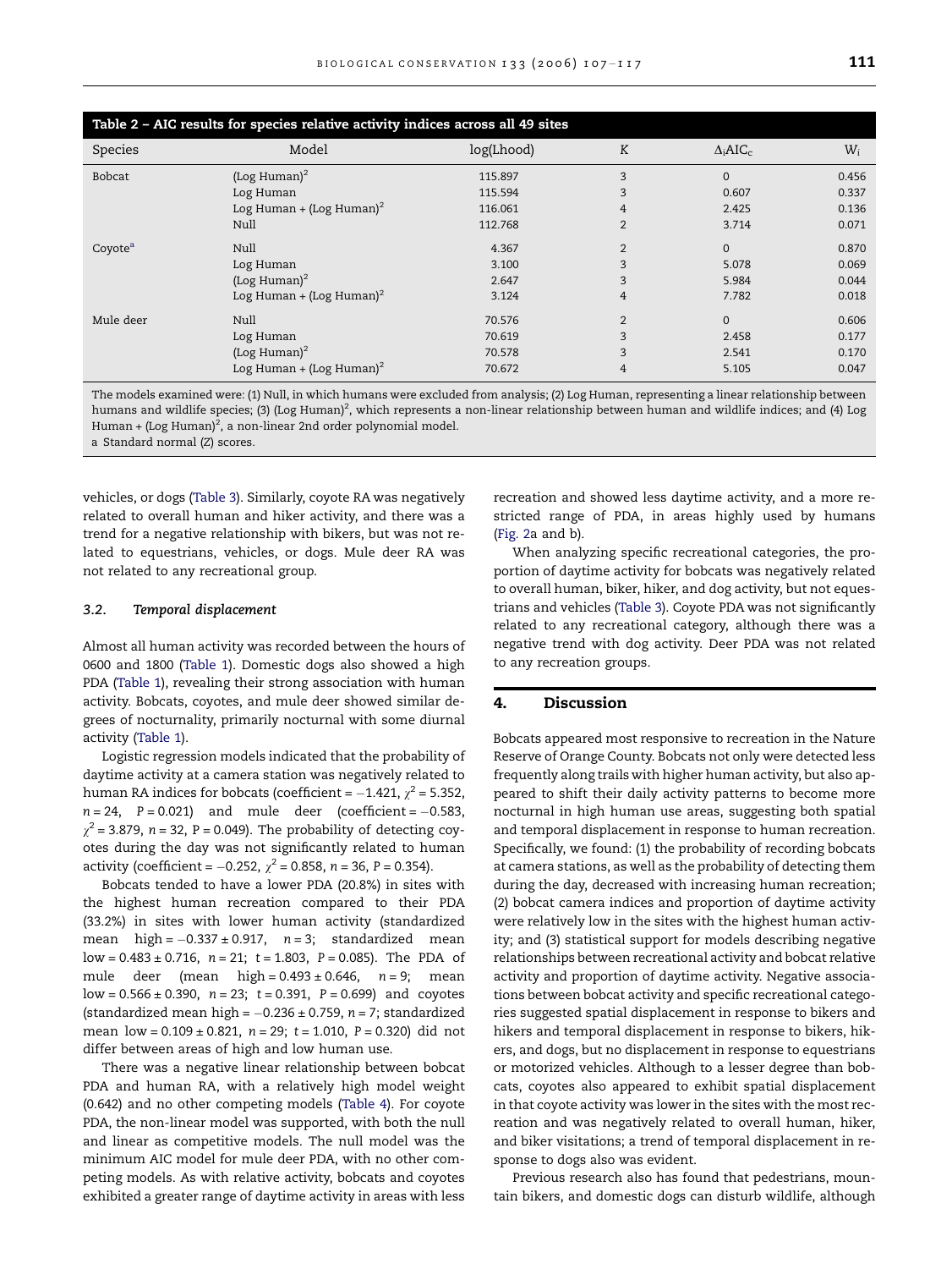**Table 2 – AIC results for species relative activity indices across all 49 sites**

| Species | Model | log(Lhood) | K | $\Delta_i AIC_c$ | $W_i$ |
|---|---|---|---|---|---|
| Bobcat | $(\text{Log Human})^2$ | 115.897 | 3 | 0 | 0.456 |
| | Log Human | 115.594 | 3 | 0.607 | 0.337 |
| | Log Human + $(\text{Log Human})^2$ | 116.061 | 4 | 2.425 | 0.136 |
| | Null | 112.768 | 2 | 3.714 | 0.071 |
| Coyote[a] | Null | 4.367 | 2 | 0 | 0.870 |
| | Log Human | 3.100 | 3 | 5.078 | 0.069 |
| | $(\text{Log Human})^2$ | 2.647 | 3 | 5.984 | 0.044 |
| | Log Human + $(\text{Log Human})^2$ | 3.124 | 4 | 7.782 | 0.018 |
| Mule deer | Null | 70.576 | 2 | 0 | 0.606 |
| | Log Human | 70.619 | 3 | 2.458 | 0.177 |
| | $(\text{Log Human})^2$ | 70.578 | 3 | 2.541 | 0.170 |
| | Log Human + $(\text{Log Human})^2$ | 70.672 | 4 | 5.105 | 0.047 |

The models examined were: (1) Null, in which humans were excluded from analysis; (2) Log Human, representing a linear relationship between humans and wildlife species; (3) $(\text{Log Human})^2$, which represents a non-linear relationship between human and wildlife indices; and (4) Log Human + $(\text{Log Human})^2$, a non-linear 2nd order polynomial model.

a Standard normal (Z) scores.

vehicles, or dogs (Table 3). Similarly, coyote RA was negatively related to overall human and hiker activity, and there was a trend for a negative relationship with bikers, but was not related to equestrians, vehicles, or dogs. Mule deer RA was not related to any recreational group.

### 3.2. Temporal displacement

Almost all human activity was recorded between the hours of 0600 and 1800 (Table 1). Domestic dogs also showed a high PDA (Table 1), revealing their strong association with human activity. Bobcats, coyotes, and mule deer showed similar degrees of nocturnality, primarily nocturnal with some diurnal activity (Table 1).

Logistic regression models indicated that the probability of daytime activity at a camera station was negatively related to human RA indices for bobcats (coefficient = −1.421, $\chi^2 = 5.352$, $n = 24$, $P = 0.021$) and mule deer (coefficient = −0.583, $\chi^2 = 3.879$, $n = 32$, $P = 0.049$). The probability of detecting coyotes during the day was not significantly related to human activity (coefficient = −0.252, $\chi^2 = 0.858$, $n = 36$, $P = 0.354$).

Bobcats tended to have a lower PDA (20.8%) in sites with the highest human recreation compared to their PDA (33.2%) in sites with lower human activity (standardized mean high = −0.337 ± 0.917, $n = 3$; standardized mean low = 0.483 ± 0.716, $n = 21$; $t = 1.803$, $P = 0.085$). The PDA of mule deer (mean high = 0.493 ± 0.646, $n = 9$; mean low = 0.566 ± 0.390, $n = 23$; $t = 0.391$, $P = 0.699$) and coyotes (standardized mean high = −0.236 ± 0.759, $n = 7$; standardized mean low = 0.109 ± 0.821, $n = 29$; $t = 1.010$, $P = 0.320$) did not differ between areas of high and low human use.

There was a negative linear relationship between bobcat PDA and human RA, with a relatively high model weight (0.642) and no other competing models (Table 4). For coyote PDA, the non-linear model was supported, with both the null and linear as competitive models. The null model was the minimum AIC model for mule deer PDA, with no other competing models. As with relative activity, bobcats and coyotes exhibited a greater range of daytime activity in areas with less recreation and showed less daytime activity, and a more restricted range of PDA, in areas highly used by humans (Fig. 2a and b).

When analyzing specific recreational categories, the proportion of daytime activity for bobcats was negatively related to overall human, biker, hiker, and dog activity, but not equestrians and vehicles (Table 3). Coyote PDA was not significantly related to any recreational category, although there was a negative trend with dog activity. Deer PDA was not related to any recreation groups.

## 4. Discussion

Bobcats appeared most responsive to recreation in the Nature Reserve of Orange County. Bobcats not only were detected less frequently along trails with higher human activity, but also appeared to shift their daily activity patterns to become more nocturnal in high human use areas, suggesting both spatial and temporal displacement in response to human recreation. Specifically, we found: (1) the probability of recording bobcats at camera stations, as well as the probability of detecting them during the day, decreased with increasing human recreation; (2) bobcat camera indices and proportion of daytime activity were relatively low in the sites with the highest human activity; and (3) statistical support for models describing negative relationships between recreational activity and bobcat relative activity and proportion of daytime activity. Negative associations between bobcat activity and specific recreational categories suggested spatial displacement in response to bikers and hikers and temporal displacement in response to bikers, hikers, and dogs, but no displacement in response to equestrians or motorized vehicles. Although to a lesser degree than bobcats, coyotes also appeared to exhibit spatial displacement in that coyote activity was lower in the sites with the most recreation and was negatively related to overall human, hiker, and biker visitations; a trend of temporal displacement in response to dogs also was evident.

Previous research also has found that pedestrians, mountain bikers, and domestic dogs can disturb wildlife, although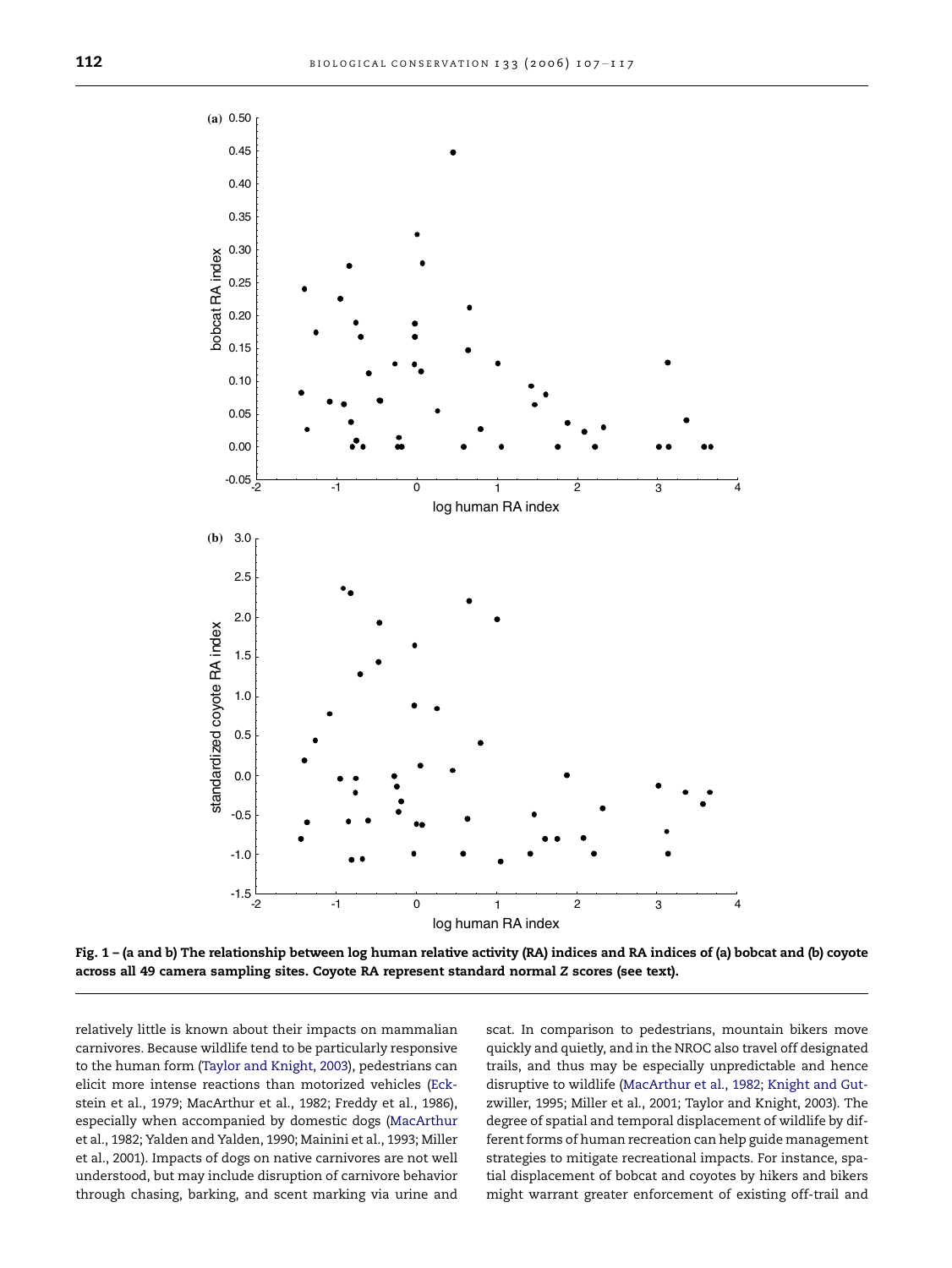Fig. 1 – (a and b) The relationship between log human relative activity (RA) indices and RA indices of (a) bobcat and (b) coyote across all 49 camera sampling sites. Coyote RA represent standard normal Z scores (see text).

relatively little is known about their impacts on mammalian carnivores. Because wildlife tend to be particularly responsive to the human form (Taylor and Knight, 2003), pedestrians can elicit more intense reactions than motorized vehicles (Eckstein et al., 1979; MacArthur et al., 1982; Freddy et al., 1986), especially when accompanied by domestic dogs (MacArthur et al., 1982; Yalden and Yalden, 1990; Mainini et al., 1993; Miller et al., 2001). Impacts of dogs on native carnivores are not well understood, but may include disruption of carnivore behavior through chasing, barking, and scent marking via urine and scat. In comparison to pedestrians, mountain bikers move quickly and quietly, and in the NROC also travel off designated trails, and thus may be especially unpredictable and hence disruptive to wildlife (MacArthur et al., 1982; Knight and Gutzwiller, 1995; Miller et al., 2001; Taylor and Knight, 2003). The degree of spatial and temporal displacement of wildlife by different forms of human recreation can help guide management strategies to mitigate recreational impacts. For instance, spatial displacement of bobcat and coyotes by hikers and bikers might warrant greater enforcement of existing off-trail and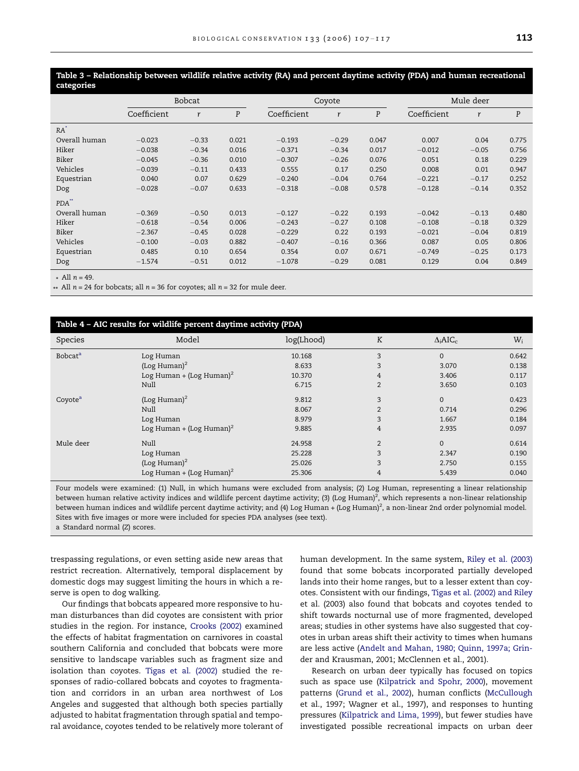**Table 3 – Relationship between wildlife relative activity (RA) and percent daytime activity (PDA) and human recreational categories**

| | Bobcat | | | Coyote | | | Mule deer | | |
|---|---|---|---|---|---|---|---|---|---|
| | Coefficient | r | P | Coefficient | r | P | Coefficient | r | P |
| RA* | | | | | | | | | |
| Overall human | −0.023 | −0.33 | 0.021 | −0.193 | −0.29 | 0.047 | 0.007 | 0.04 | 0.775 |
| Hiker | −0.038 | −0.34 | 0.016 | −0.371 | −0.34 | 0.017 | −0.012 | −0.05 | 0.756 |
| Biker | −0.045 | −0.36 | 0.010 | −0.307 | −0.26 | 0.076 | 0.051 | 0.18 | 0.229 |
| Vehicles | −0.039 | −0.11 | 0.433 | 0.555 | 0.17 | 0.250 | 0.008 | 0.01 | 0.947 |
| Equestrian | 0.040 | 0.07 | 0.629 | −0.240 | −0.04 | 0.764 | −0.221 | −0.17 | 0.252 |
| Dog | −0.028 | −0.07 | 0.633 | −0.318 | −0.08 | 0.578 | −0.128 | −0.14 | 0.352 |
| PDA** | | | | | | | | | |
| Overall human | −0.369 | −0.50 | 0.013 | −0.127 | −0.22 | 0.193 | −0.042 | −0.13 | 0.480 |
| Hiker | −0.618 | −0.54 | 0.006 | −0.243 | −0.27 | 0.108 | −0.108 | −0.18 | 0.329 |
| Biker | −2.367 | −0.45 | 0.028 | −0.229 | 0.22 | 0.193 | −0.021 | −0.04 | 0.819 |
| Vehicles | −0.100 | −0.03 | 0.882 | −0.407 | −0.16 | 0.366 | 0.087 | 0.05 | 0.806 |
| Equestrian | 0.485 | 0.10 | 0.654 | 0.354 | 0.07 | 0.671 | −0.749 | −0.25 | 0.173 |
| Dog | −1.574 | −0.51 | 0.012 | −1.078 | −0.29 | 0.081 | 0.129 | 0.04 | 0.849 |

\* All $n = 49$.
\** All $n = 24$ for bobcats; all $n = 36$ for coyotes; all $n = 32$ for mule deer.

**Table 4 – AIC results for wildlife percent daytime activity (PDA)**

| Species | Model | log(Lhood) | K | $\Delta_i AIC_c$ | $W_i$ |
|---|---|---|---|---|---|
| Bobcat[a] | Log Human | 10.168 | 3 | 0 | 0.642 |
| | (Log Human)$^2$ | 8.633 | 3 | 3.070 | 0.138 |
| | Log Human + (Log Human)$^2$ | 10.370 | 4 | 3.406 | 0.117 |
| | Null | 6.715 | 2 | 3.650 | 0.103 |
| Coyote[a] | (Log Human)$^2$ | 9.812 | 3 | 0 | 0.423 |
| | Null | 8.067 | 2 | 0.714 | 0.296 |
| | Log Human | 8.979 | 3 | 1.667 | 0.184 |
| | Log Human + (Log Human)$^2$ | 9.885 | 4 | 2.935 | 0.097 |
| Mule deer | Null | 24.958 | 2 | 0 | 0.614 |
| | Log Human | 25.228 | 3 | 2.347 | 0.190 |
| | (Log Human)$^2$ | 25.026 | 3 | 2.750 | 0.155 |
| | Log Human + (Log Human)$^2$ | 25.306 | 4 | 5.439 | 0.040 |

Four models were examined: (1) Null, in which humans were excluded from analysis; (2) Log Human, representing a linear relationship between human relative activity indices and wildlife percent daytime activity; (3) (Log Human)$^2$, which represents a non-linear relationship between human indices and wildlife percent daytime activity; and (4) Log Human + (Log Human)$^2$, a non-linear 2nd order polynomial model. Sites with five images or more were included for species PDA analyses (see text).
a Standard normal (Z) scores.

trespassing regulations, or even setting aside new areas that restrict recreation. Alternatively, temporal displacement by domestic dogs may suggest limiting the hours in which a reserve is open to dog walking.

Our findings that bobcats appeared more responsive to human disturbances than did coyotes are consistent with prior studies in the region. For instance, Crooks (2002) examined the effects of habitat fragmentation on carnivores in coastal southern California and concluded that bobcats were more sensitive to landscape variables such as fragment size and isolation than coyotes. Tigas et al. (2002) studied the responses of radio-collared bobcats and coyotes to fragmentation and corridors in an urban area northwest of Los Angeles and suggested that although both species partially adjusted to habitat fragmentation through spatial and temporal avoidance, coyotes tended to be relatively more tolerant of human development. In the same system, Riley et al. (2003) found that some bobcats incorporated partially developed lands into their home ranges, but to a lesser extent than coyotes. Consistent with our findings, Tigas et al. (2002) and Riley et al. (2003) also found that bobcats and coyotes tended to shift towards nocturnal use of more fragmented, developed areas; studies in other systems have also suggested that coyotes in urban areas shift their activity to times when humans are less active (Andelt and Mahan, 1980; Quinn, 1997a; Grinder and Krausman, 2001; McClennen et al., 2001).

Research on urban deer typically has focused on topics such as space use (Kilpatrick and Spohr, 2000), movement patterns (Grund et al., 2002), human conflicts (McCullough et al., 1997; Wagner et al., 1997), and responses to hunting pressures (Kilpatrick and Lima, 1999), but fewer studies have investigated possible recreational impacts on urban deer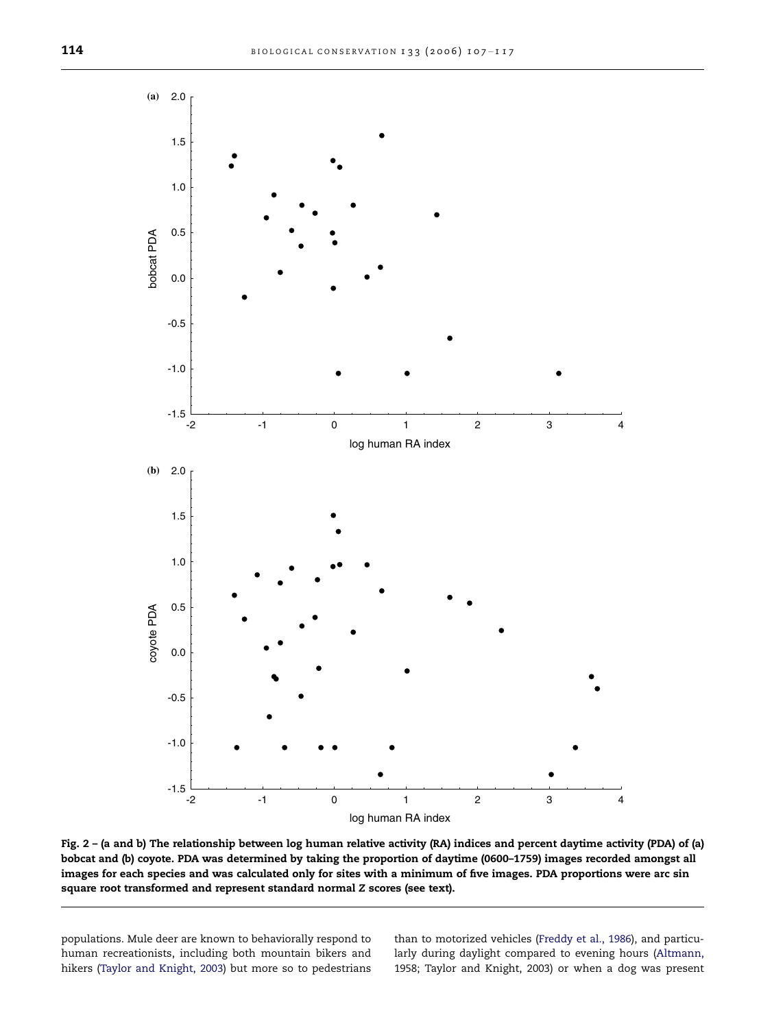Fig. 2 – (a and b) The relationship between log human relative activity (RA) indices and percent daytime activity (PDA) of (a) bobcat and (b) coyote. PDA was determined by taking the proportion of daytime (0600–1759) images recorded amongst all images for each species and was calculated only for sites with a minimum of five images. PDA proportions were arc sin square root transformed and represent standard normal *Z* scores (see text).

populations. Mule deer are known to behaviorally respond to human recreationists, including both mountain bikers and hikers (Taylor and Knight, 2003) but more so to pedestrians than to motorized vehicles (Freddy et al., 1986), and particularly during daylight compared to evening hours (Altmann, 1958; Taylor and Knight, 2003) or when a dog was present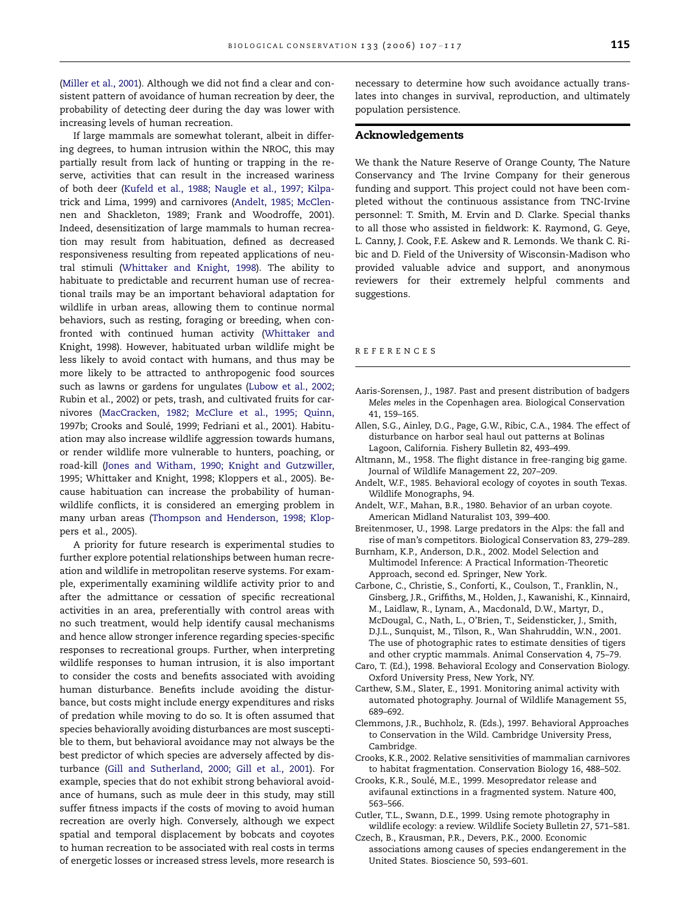(Miller et al., 2001). Although we did not find a clear and consistent pattern of avoidance of human recreation by deer, the probability of detecting deer during the day was lower with increasing levels of human recreation.

If large mammals are somewhat tolerant, albeit in differing degrees, to human intrusion within the NROC, this may partially result from lack of hunting or trapping in the reserve, activities that can result in the increased wariness of both deer (Kufeld et al., 1988; Naugle et al., 1997; Kilpatrick and Lima, 1999) and carnivores (Andelt, 1985; McClennen and Shackleton, 1989; Frank and Woodroffe, 2001). Indeed, desensitization of large mammals to human recreation may result from habituation, defined as decreased responsiveness resulting from repeated applications of neutral stimuli (Whittaker and Knight, 1998). The ability to habituate to predictable and recurrent human use of recreational trails may be an important behavioral adaptation for wildlife in urban areas, allowing them to continue normal behaviors, such as resting, foraging or breeding, when confronted with continued human activity (Whittaker and Knight, 1998). However, habituated urban wildlife might be less likely to avoid contact with humans, and thus may be more likely to be attracted to anthropogenic food sources such as lawns or gardens for ungulates (Lubow et al., 2002; Rubin et al., 2002) or pets, trash, and cultivated fruits for carnivores (MacCracken, 1982; McClure et al., 1995; Quinn, 1997b; Crooks and Soulé, 1999; Fedriani et al., 2001). Habituation may also increase wildlife aggression towards humans, or render wildlife more vulnerable to hunters, poaching, or road-kill (Jones and Witham, 1990; Knight and Gutzwiller, 1995; Whittaker and Knight, 1998; Kloppers et al., 2005). Because habituation can increase the probability of human-wildlife conflicts, it is considered an emerging problem in many urban areas (Thompson and Henderson, 1998; Kloppers et al., 2005).

A priority for future research is experimental studies to further explore potential relationships between human recreation and wildlife in metropolitan reserve systems. For example, experimentally examining wildlife activity prior to and after the admittance or cessation of specific recreational activities in an area, preferentially with control areas with no such treatment, would help identify causal mechanisms and hence allow stronger inference regarding species-specific responses to recreational groups. Further, when interpreting wildlife responses to human intrusion, it is also important to consider the costs and benefits associated with avoiding human disturbance. Benefits include avoiding the disturbance, but costs might include energy expenditures and risks of predation while moving to do so. It is often assumed that species behaviorally avoiding disturbances are most susceptible to them, but behavioral avoidance may not always be the best predictor of which species are adversely affected by disturbance (Gill and Sutherland, 2000; Gill et al., 2001). For example, species that do not exhibit strong behavioral avoidance of humans, such as mule deer in this study, may still suffer fitness impacts if the costs of moving to avoid human recreation are overly high. Conversely, although we expect spatial and temporal displacement by bobcats and coyotes to human recreation to be associated with real costs in terms of energetic losses or increased stress levels, more research is necessary to determine how such avoidance actually translates into changes in survival, reproduction, and ultimately population persistence.

## Acknowledgements

We thank the Nature Reserve of Orange County, The Nature Conservancy and The Irvine Company for their generous funding and support. This project could not have been completed without the continuous assistance from TNC-Irvine personnel: T. Smith, M. Ervin and D. Clarke. Special thanks to all those who assisted in fieldwork: K. Raymond, G. Geye, L. Canny, J. Cook, F.E. Askew and R. Lemonds. We thank C. Ribic and D. Field of the University of Wisconsin-Madison who provided valuable advice and support, and anonymous reviewers for their extremely helpful comments and suggestions.

## REFERENCES

Aaris-Sorensen, J., 1987. Past and present distribution of badgers *Meles meles* in the Copenhagen area. Biological Conservation 41, 159–165.

Allen, S.G., Ainley, D.G., Page, G.W., Ribic, C.A., 1984. The effect of disturbance on harbor seal haul out patterns at Bolinas Lagoon, California. Fishery Bulletin 82, 493–499.

Altmann, M., 1958. The flight distance in free-ranging big game. Journal of Wildlife Management 22, 207–209.

Andelt, W.F., 1985. Behavioral ecology of coyotes in south Texas. Wildlife Monographs, 94.

Andelt, W.F., Mahan, B.R., 1980. Behavior of an urban coyote. American Midland Naturalist 103, 399–400.

Breitenmoser, U., 1998. Large predators in the Alps: the fall and rise of man's competitors. Biological Conservation 83, 279–289.

Burnham, K.P., Anderson, D.R., 2002. Model Selection and Multimodel Inference: A Practical Information-Theoretic Approach, second ed. Springer, New York.

Carbone, C., Christie, S., Conforti, K., Coulson, T., Franklin, N., Ginsberg, J.R., Griffiths, M., Holden, J., Kawanishi, K., Kinnaird, M., Laidlaw, R., Lynam, A., Macdonald, D.W., Martyr, D., McDougal, C., Nath, L., O'Brien, T., Seidensticker, J., Smith, D.J.L., Sunquist, M., Tilson, R., Wan Shahruddin, W.N., 2001. The use of photographic rates to estimate densities of tigers and other cryptic mammals. Animal Conservation 4, 75–79.

Caro, T. (Ed.), 1998. Behavioral Ecology and Conservation Biology. Oxford University Press, New York, NY.

Carthew, S.M., Slater, E., 1991. Monitoring animal activity with automated photography. Journal of Wildlife Management 55, 689–692.

Clemmons, J.R., Buchholz, R. (Eds.), 1997. Behavioral Approaches to Conservation in the Wild. Cambridge University Press, Cambridge.

Crooks, K.R., 2002. Relative sensitivities of mammalian carnivores to habitat fragmentation. Conservation Biology 16, 488–502.

Crooks, K.R., Soulé, M.E., 1999. Mesopredator release and avifaunal extinctions in a fragmented system. Nature 400, 563–566.

Cutler, T.L., Swann, D.E., 1999. Using remote photography in wildlife ecology: a review. Wildlife Society Bulletin 27, 571–581.

Czech, B., Krausman, P.R., Devers, P.K., 2000. Economic associations among causes of species endangerement in the United States. Bioscience 50, 593–601.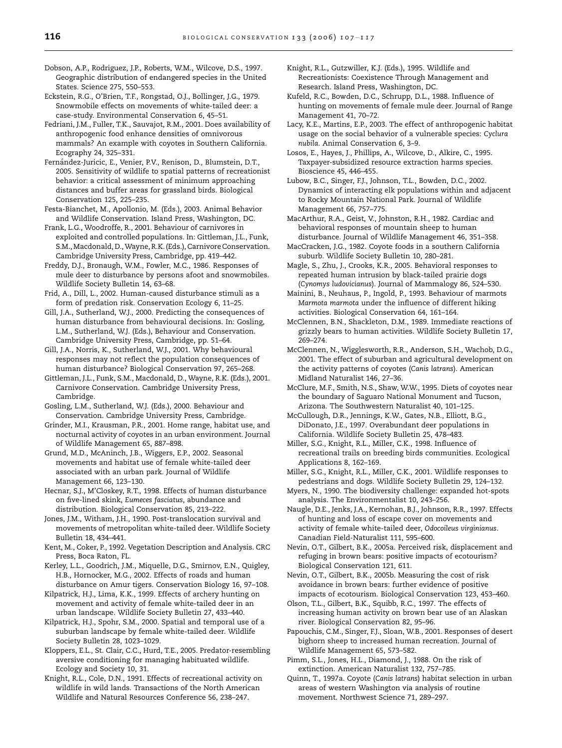Dobson, A.P., Rodriguez, J.P., Roberts, W.M., Wilcove, D.S., 1997. Geographic distribution of endangered species in the United States. Science 275, 550–553.

Eckstein, R.G., O'Brien, T.F., Rongstad, O.J., Bollinger, J.G., 1979. Snowmobile effects on movements of white-tailed deer: a case-study. Environmental Conservation 6, 45–51.

Fedriani, J.M., Fuller, T.K., Sauvajot, R.M., 2001. Does availability of anthropogenic food enhance densities of omnivorous mammals? An example with coyotes in Southern California. Ecography 24, 325–331.

Fernández-Juricic, E., Venier, P.V., Renison, D., Blumstein, D.T., 2005. Sensitivity of wildlife to spatial patterns of recreationist behavior: a critical assessment of minimum approaching distances and buffer areas for grassland birds. Biological Conservation 125, 225–235.

Festa-Bianchet, M., Apollonio, M. (Eds.), 2003. Animal Behavior and Wildlife Conservation. Island Press, Washington, DC.

Frank, L.G., Woodroffe, R., 2001. Behaviour of carnivores in exploited and controlled populations. In: Gittleman, J.L., Funk, S.M., Macdonald, D., Wayne, R.K. (Eds.), Carnivore Conservation. Cambridge University Press, Cambridge, pp. 419–442.

Freddy, D.J., Bronaugh, W.M., Fowler, M.C., 1986. Responses of mule deer to disturbance by persons afoot and snowmobiles. Wildlife Society Bulletin 14, 63–68.

Frid, A., Dill, L., 2002. Human-caused disturbance stimuli as a form of predation risk. Conservation Ecology 6, 11–25.

Gill, J.A., Sutherland, W.J., 2000. Predicting the consequences of human disturbance from behavioural decisions. In: Gosling, L.M., Sutherland, W.J. (Eds.), Behaviour and Conservation. Cambridge University Press, Cambridge, pp. 51–64.

Gill, J.A., Norris, K., Sutherland, W.J., 2001. Why behavioural responses may not reflect the population consequences of human disturbance? Biological Conservation 97, 265–268.

Gittleman, J.L., Funk, S.M., Macdonald, D., Wayne, R.K. (Eds.), 2001. Carnivore Conservation. Cambridge University Press, Cambridge.

Gosling, L.M., Sutherland, W.J. (Eds.), 2000. Behaviour and Conservation. Cambridge University Press, Cambridge.

Grinder, M.I., Krausman, P.R., 2001. Home range, habitat use, and nocturnal activity of coyotes in an urban environment. Journal of Wildlife Management 65, 887–898.

Grund, M.D., McAninch, J.B., Wiggers, E.P., 2002. Seasonal movements and habitat use of female white-tailed deer associated with an urban park. Journal of Wildlife Management 66, 123–130.

Hecnar, S.J., M'Closkey, R.T., 1998. Effects of human disturbance on five-lined skink, *Eumeces fasciatus*, abundance and distribution. Biological Conservation 85, 213–222.

Jones, J.M., Witham, J.H., 1990. Post-translocation survival and movements of metropolitan white-tailed deer. Wildlife Society Bulletin 18, 434–441.

Kent, M., Coker, P., 1992. Vegetation Description and Analysis. CRC Press, Boca Raton, FL.

Kerley, L.L., Goodrich, J.M., Miquelle, D.G., Smirnov, E.N., Quigley, H.B., Hornocker, M.G., 2002. Effects of roads and human disturbance on Amur tigers. Conservation Biology 16, 97–108.

Kilpatrick, H.J., Lima, K.K., 1999. Effects of archery hunting on movement and activity of female white-tailed deer in an urban landscape. Wildlife Society Bulletin 27, 433–440.

Kilpatrick, H.J., Spohr, S.M., 2000. Spatial and temporal use of a suburban landscape by female white-tailed deer. Wildlife Society Bulletin 28, 1023–1029.

Kloppers, E.L., St. Clair, C.C., Hurd, T.E., 2005. Predator-resembling aversive conditioning for managing habituated wildlife. Ecology and Society 10, 31.

Knight, R.L., Cole, D.N., 1991. Effects of recreational activity on wildlife in wild lands. Transactions of the North American Wildlife and Natural Resources Conference 56, 238–247.

Knight, R.L., Gutzwiller, K.J. (Eds.), 1995. Wildlife and Recreationists: Coexistence Through Management and Research. Island Press, Washington, DC.

Kufeld, R.C., Bowden, D.C., Schrupp, D.L., 1988. Influence of hunting on movements of female mule deer. Journal of Range Management 41, 70–72.

Lacy, K.E., Martins, E.P., 2003. The effect of anthropogenic habitat usage on the social behavior of a vulnerable species: *Cyclura nubila*. Animal Conservation 6, 3–9.

Losos, E., Hayes, J., Phillips, A., Wilcove, D., Alkire, C., 1995. Taxpayer-subsidized resource extraction harms species. Bioscience 45, 446–455.

Lubow, B.C., Singer, F.J., Johnson, T.L., Bowden, D.C., 2002. Dynamics of interacting elk populations within and adjacent to Rocky Mountain National Park. Journal of Wildlife Management 66, 757–775.

MacArthur, R.A., Geist, V., Johnston, R.H., 1982. Cardiac and behavioral responses of mountain sheep to human disturbance. Journal of Wildlife Management 46, 351–358.

MacCracken, J.G., 1982. Coyote foods in a southern California suburb. Wildlife Society Bulletin 10, 280–281.

Magle, S., Zhu, J., Crooks, K.R., 2005. Behavioral responses to repeated human intrusion by black-tailed prairie dogs (*Cynomys ludovicianus*). Journal of Mammalogy 86, 524–530.

Mainini, B., Neuhaus, P., Ingold, P., 1993. Behaviour of marmots *Marmota marmota* under the influence of different hiking activities. Biological Conservation 64, 161–164.

McClennen, B.N., Shackleton, D.M., 1989. Immediate reactions of grizzly bears to human activities. Wildlife Society Bulletin 17, 269–274.

McClennen, N., Wigglesworth, R.R., Anderson, S.H., Wachob, D.G., 2001. The effect of suburban and agricultural development on the activity patterns of coyotes (*Canis latrans*). American Midland Naturalist 146, 27–36.

McClure, M.F., Smith, N.S., Shaw, W.W., 1995. Diets of coyotes near the boundary of Saguaro National Monument and Tucson, Arizona. The Southwestern Naturalist 40, 101–125.

McCullough, D.R., Jennings, K.W., Gates, N.B., Elliott, B.G., DiDonato, J.E., 1997. Overabundant deer populations in California. Wildlife Society Bulletin 25, 478–483.

Miller, S.G., Knight, R.L., Miller, C.K., 1998. Influence of recreational trails on breeding birds communities. Ecological Applications 8, 162–169.

Miller, S.G., Knight, R.L., Miller, C.K., 2001. Wildlife responses to pedestrians and dogs. Wildlife Society Bulletin 29, 124–132.

Myers, N., 1990. The biodiversity challenge: expanded hot-spots analysis. The Environmentalist 10, 243–256.

Naugle, D.E., Jenks, J.A., Kernohan, B.J., Johnson, R.R., 1997. Effects of hunting and loss of escape cover on movements and activity of female white-tailed deer, *Odocoileus virginianus*. Canadian Field-Naturalist 111, 595–600.

Nevin, O.T., Gilbert, B.K., 2005a. Perceived risk, displacement and refuging in brown bears: positive impacts of ecotourism? Biological Conservation 121, 611.

Nevin, O.T., Gilbert, B.K., 2005b. Measuring the cost of risk avoidance in brown bears: further evidence of positive impacts of ecotourism. Biological Conservation 123, 453–460.

Olson, T.L., Gilbert, B.K., Squibb, R.C., 1997. The effects of increasing human activity on brown bear use of an Alaskan river. Biological Conservation 82, 95–96.

Papouchis, C.M., Singer, F.J., Sloan, W.B., 2001. Responses of desert bighorn sheep to increased human recreation. Journal of Wildlife Management 65, 573–582.

Pimm, S.L., Jones, H.L., Diamond, J., 1988. On the risk of extinction. American Naturalist 132, 757–785.

Quinn, T., 1997a. Coyote (*Canis latrans*) habitat selection in urban areas of western Washington via analysis of routine movement. Northwest Science 71, 289–297.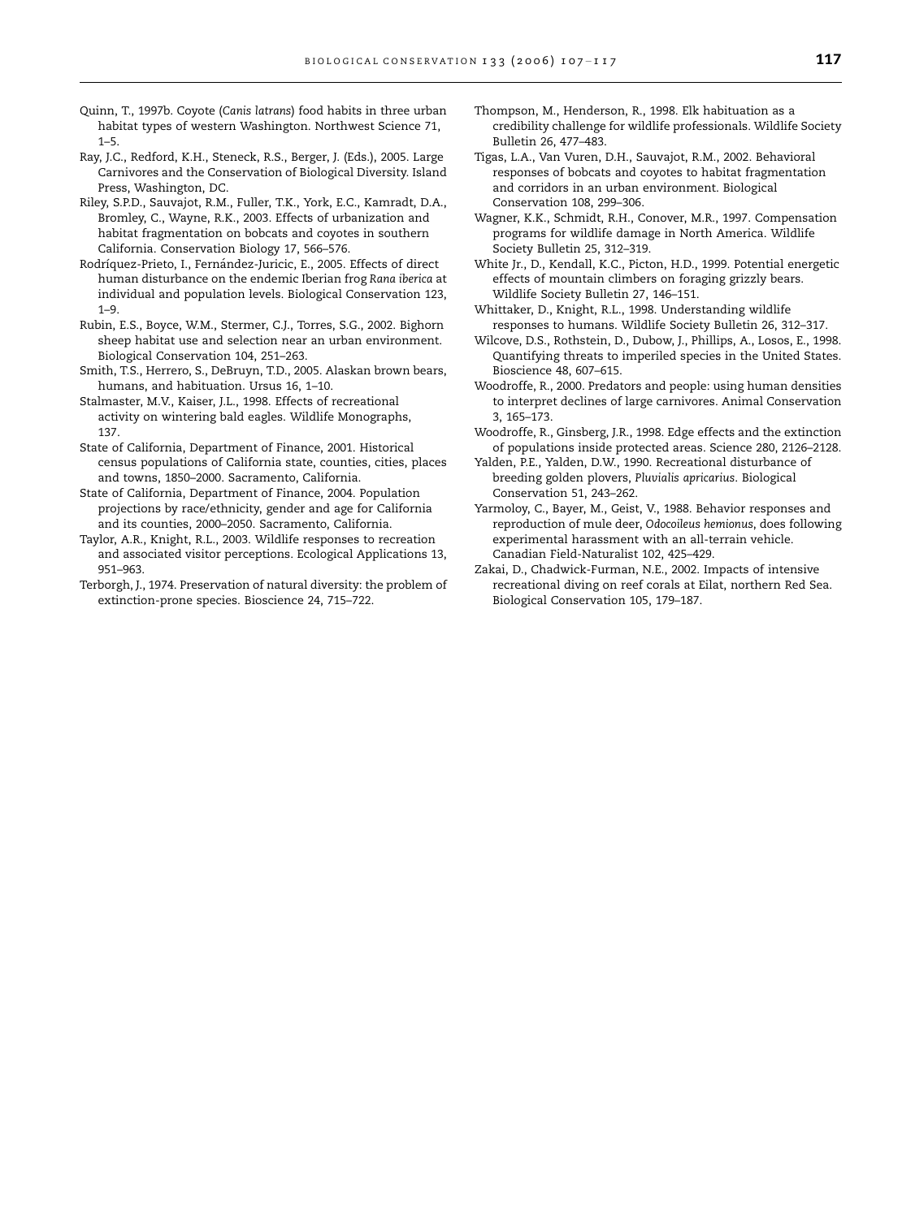Quinn, T., 1997b. Coyote (*Canis latrans*) food habits in three urban habitat types of western Washington. Northwest Science 71, 1–5.

Ray, J.C., Redford, K.H., Steneck, R.S., Berger, J. (Eds.), 2005. Large Carnivores and the Conservation of Biological Diversity. Island Press, Washington, DC.

Riley, S.P.D., Sauvajot, R.M., Fuller, T.K., York, E.C., Kamradt, D.A., Bromley, C., Wayne, R.K., 2003. Effects of urbanization and habitat fragmentation on bobcats and coyotes in southern California. Conservation Biology 17, 566–576.

Rodríquez-Prieto, I., Fernández-Juricic, E., 2005. Effects of direct human disturbance on the endemic Iberian frog *Rana iberica* at individual and population levels. Biological Conservation 123, 1–9.

Rubin, E.S., Boyce, W.M., Stermer, C.J., Torres, S.G., 2002. Bighorn sheep habitat use and selection near an urban environment. Biological Conservation 104, 251–263.

Smith, T.S., Herrero, S., DeBruyn, T.D., 2005. Alaskan brown bears, humans, and habituation. Ursus 16, 1–10.

Stalmaster, M.V., Kaiser, J.L., 1998. Effects of recreational activity on wintering bald eagles. Wildlife Monographs, 137.

State of California, Department of Finance, 2001. Historical census populations of California state, counties, cities, places and towns, 1850–2000. Sacramento, California.

State of California, Department of Finance, 2004. Population projections by race/ethnicity, gender and age for California and its counties, 2000–2050. Sacramento, California.

Taylor, A.R., Knight, R.L., 2003. Wildlife responses to recreation and associated visitor perceptions. Ecological Applications 13, 951–963.

Terborgh, J., 1974. Preservation of natural diversity: the problem of extinction-prone species. Bioscience 24, 715–722.

Thompson, M., Henderson, R., 1998. Elk habituation as a credibility challenge for wildlife professionals. Wildlife Society Bulletin 26, 477–483.

Tigas, L.A., Van Vuren, D.H., Sauvajot, R.M., 2002. Behavioral responses of bobcats and coyotes to habitat fragmentation and corridors in an urban environment. Biological Conservation 108, 299–306.

Wagner, K.K., Schmidt, R.H., Conover, M.R., 1997. Compensation programs for wildlife damage in North America. Wildlife Society Bulletin 25, 312–319.

White Jr., D., Kendall, K.C., Picton, H.D., 1999. Potential energetic effects of mountain climbers on foraging grizzly bears. Wildlife Society Bulletin 27, 146–151.

Whittaker, D., Knight, R.L., 1998. Understanding wildlife responses to humans. Wildlife Society Bulletin 26, 312–317.

Wilcove, D.S., Rothstein, D., Dubow, J., Phillips, A., Losos, E., 1998. Quantifying threats to imperiled species in the United States. Bioscience 48, 607–615.

Woodroffe, R., 2000. Predators and people: using human densities to interpret declines of large carnivores. Animal Conservation 3, 165–173.

Woodroffe, R., Ginsberg, J.R., 1998. Edge effects and the extinction of populations inside protected areas. Science 280, 2126–2128.

Yalden, P.E., Yalden, D.W., 1990. Recreational disturbance of breeding golden plovers, *Pluvialis apricarius*. Biological Conservation 51, 243–262.

Yarmoloy, C., Bayer, M., Geist, V., 1988. Behavior responses and reproduction of mule deer, *Odocoileus hemionus*, does following experimental harassment with an all-terrain vehicle. Canadian Field-Naturalist 102, 425–429.

Zakai, D., Chadwick-Furman, N.E., 2002. Impacts of intensive recreational diving on reef corals at Eilat, northern Red Sea. Biological Conservation 105, 179–187.